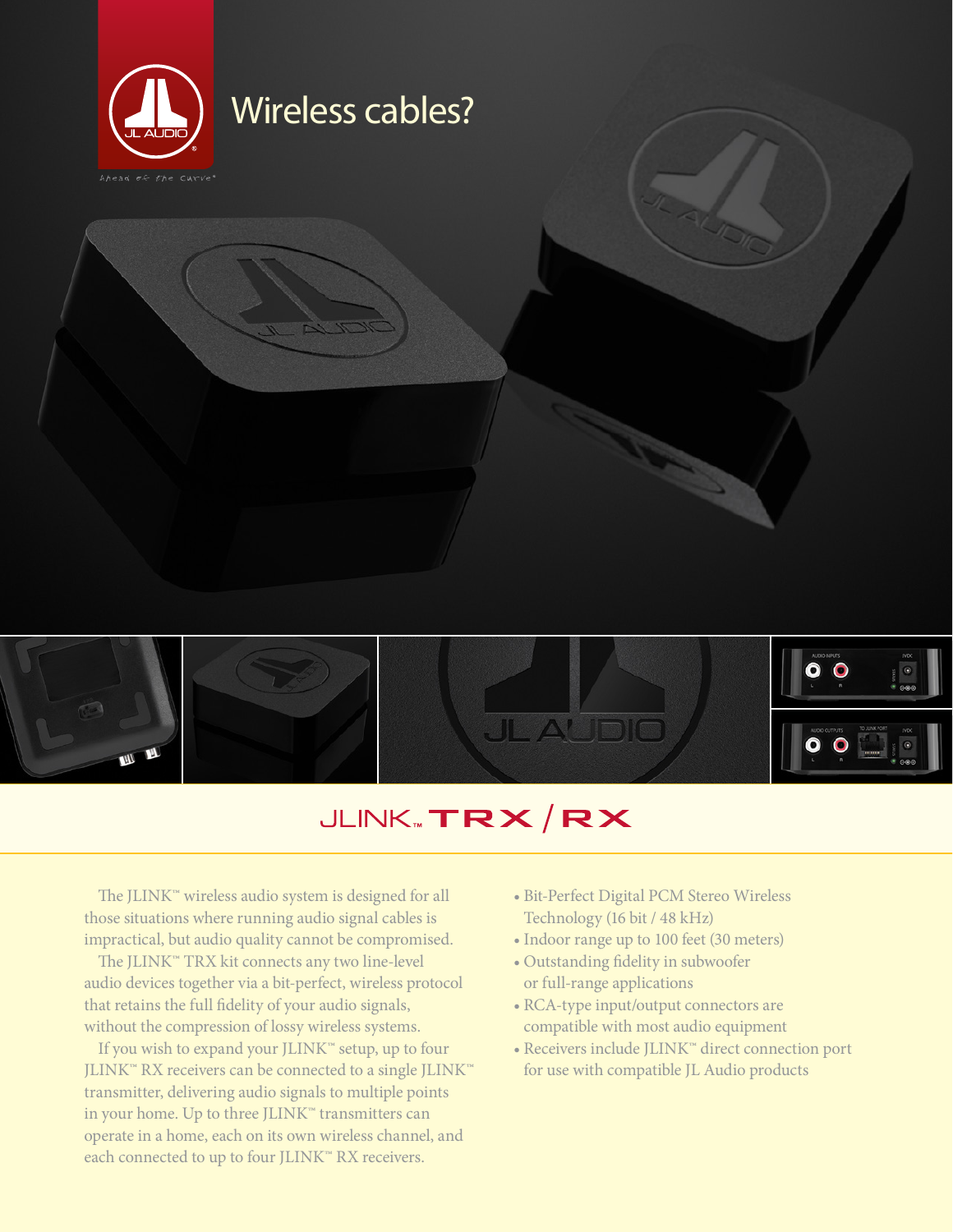# Wireless cables?

## JLINK™ TRX / RX

The JLINK™ wireless audio system is designed for all those situations where running audio signal cables is impractical, but audio quality cannot be compromised.

The JLINK™ TRX kit connects any two line-level audio devices together via a bit-perfect, wireless protocol that retains the full fidelity of your audio signals, without the compression of lossy wireless systems.

If you wish to expand your JLINK™ setup, up to four JLINK™ RX receivers can be connected to a single JLINK™ transmitter, delivering audio signals to multiple points in your home. Up to three JLINK™ transmitters can operate in a home, each on its own wireless channel, and each connected to up to four JLINK™ RX receivers.

- Bit-Perfect Digital PCM Stereo Wireless Technology (16 bit / 48 kHz)
- Indoor range up to 100 feet (30 meters)
- Outstanding fidelity in subwoofer or full-range applications
- RCA-type input/output connectors are compatible with most audio equipment
- Receivers include JLINK™ direct connection port for use with compatible JL Audio products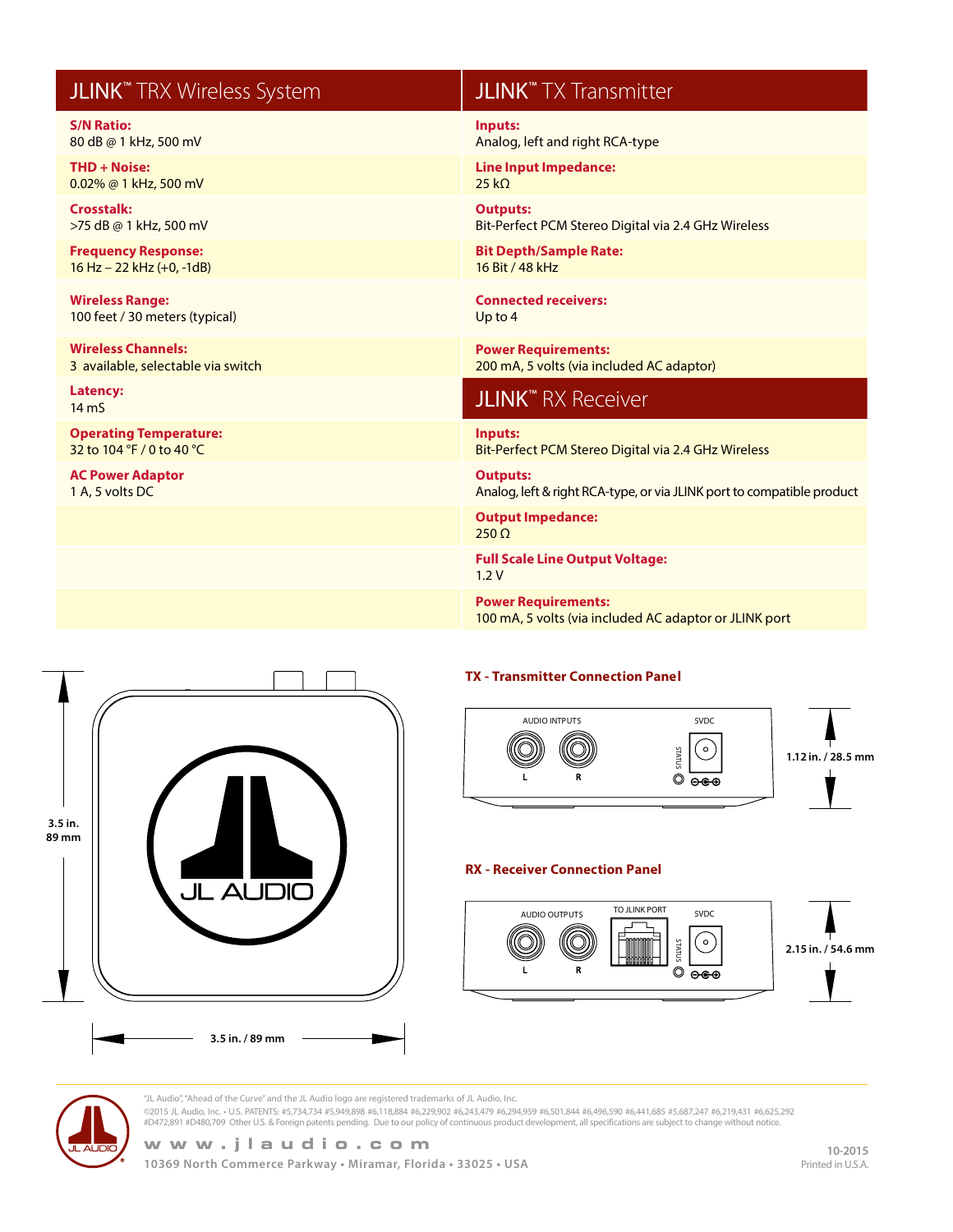## JLINK™ TRX Wireless System

**S/N Ratio:**
80 dB @ 1 kHz, 500 mV

**THD + Noise:**
0.02% @ 1 kHz, 500 mV

**Crosstalk:**
>75 dB @ 1 kHz, 500 mV

**Frequency Response:**
16 Hz – 22 kHz (+0, -1dB)

**Wireless Range:**
100 feet / 30 meters (typical)

**Wireless Channels:**
3 available, selectable via switch

**Latency:**
14 mS

**Operating Temperature:**
32 to 104 °F / 0 to 40 °C

**AC Power Adaptor**
1 A, 5 volts DC

## JLINK™ TX Transmitter

**Inputs:**
Analog, left and right RCA-type

**Line Input Impedance:**
25 kΩ

**Outputs:**
Bit-Perfect PCM Stereo Digital via 2.4 GHz Wireless

**Bit Depth/Sample Rate:**
16 Bit / 48 kHz

**Connected receivers:**
Up to 4

**Power Requirements:**
200 mA, 5 volts (via included AC adaptor)

## JLINK™ RX Receiver

**Inputs:**
Bit-Perfect PCM Stereo Digital via 2.4 GHz Wireless

**Outputs:**
Analog, left & right RCA-type, or via JLINK port to compatible product

**Output Impedance:**
250 Ω

**Full Scale Line Output Voltage:**
1.2 V

**Power Requirements:**
100 mA, 5 volts (via included AC adaptor or JLINK port

3.5 in. 89 mm

3.5 in. / 89 mm

JL AUDIO

### TX - Transmitter Connection Panel

AUDIO INTPUTS
L R
STATUS
5VDC

1.12 in. / 28.5 mm

### RX - Receiver Connection Panel

AUDIO OUTPUTS
L R
TO JLINK PORT
STATUS
5VDC

2.15 in. / 54.6 mm

"JL Audio", "Ahead of the Curve" and the JL Audio logo are registered trademarks of JL Audio, Inc.
©2015 JL Audio, Inc. • U.S. PATENTS: #5,734,734 #5,949,898 #6,118,884 #6,229,902 #6,243,479 #6,294,959 #6,501,844 #6,496,590 #6,441,685 #5,687,247 #6,219,431 #6,625,292 #D472,891 #D480,709 Other U.S. & Foreign patents pending. Due to our policy of continuous product development, all specifications are subject to change without notice.

www.jlaudio.com
10369 North Commerce Parkway • Miramar, Florida • 33025 • USA

10-2015
Printed in U.S.A.